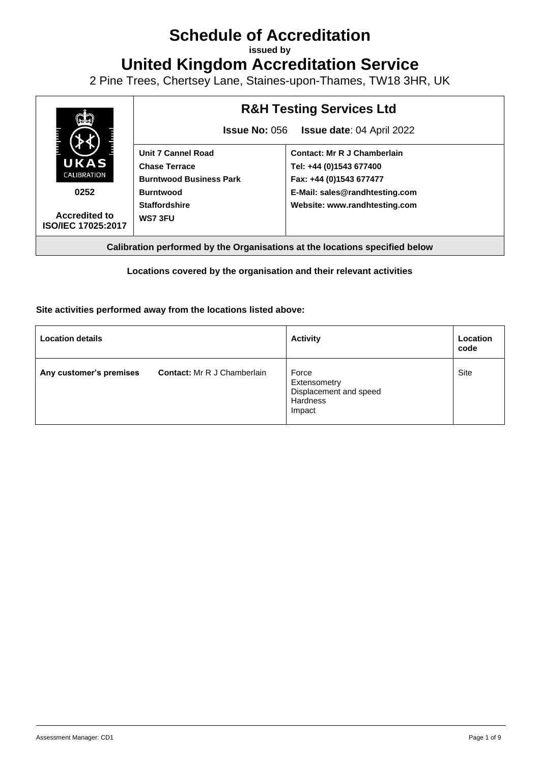# Schedule of Accreditation

**issued by**

# United Kingdom Accreditation Service

2 Pine Trees, Chertsey Lane, Staines-upon-Thames, TW18 3HR, UK

| UKAS CALIBRATION 0252 Accredited to ISO/IEC 17025:2017 | **R&H Testing Services Ltd** | |
|---|---|---|
| | **Issue No:** 056 **Issue date**: 04 April 2022 | |
| | **Unit 7 Cannel Road**<br>**Chase Terrace**<br>**Burntwood Business Park**<br>**Burntwood**<br>**Staffordshire**<br>**WS7 3FU** | **Contact: Mr R J Chamberlain**<br>**Tel: +44 (0)1543 677400**<br>**Fax: +44 (0)1543 677477**<br>**E-Mail: sales@randhtesting.com**<br>**Website: www.randhtesting.com** |

**Calibration performed by the Organisations at the locations specified below**

**Locations covered by the organisation and their relevant activities**

**Site activities performed away from the locations listed above:**

| Location details | | Activity | Location code |
|---|---|---|---|
| **Any customer's premises** | **Contact:** Mr R J Chamberlain | Force<br>Extensometry<br>Displacement and speed<br>Hardness<br>Impact | Site |

Assessment Manager: CD1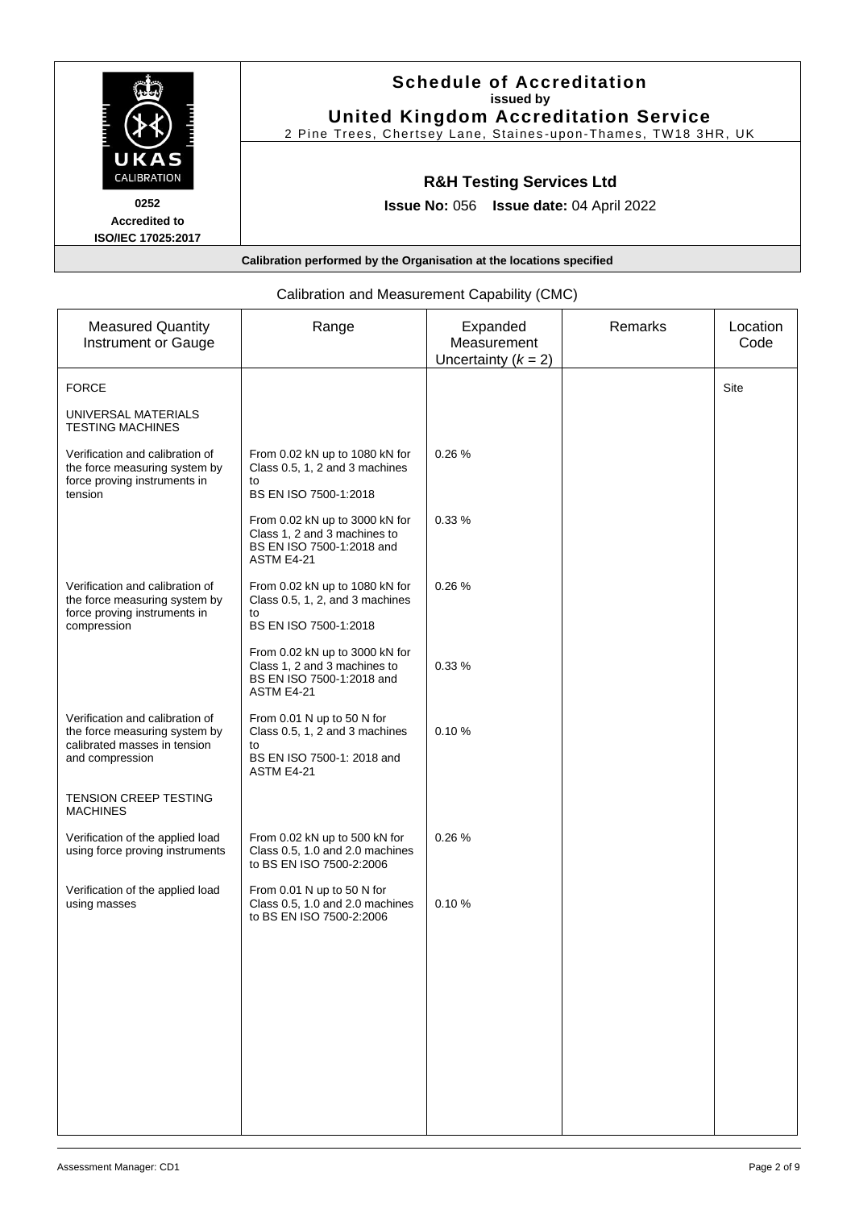# Schedule of Accreditation

**issued by**

**United Kingdom Accreditation Service**

2 Pine Trees, Chertsey Lane, Staines-upon-Thames, TW18 3HR, UK

**0252**

**Accredited to ISO/IEC 17025:2017**

## R&H Testing Services Ltd

**Issue No:** 056 **Issue date:** 04 April 2022

**Calibration performed by the Organisation at the locations specified**

Calibration and Measurement Capability (CMC)

| Measured Quantity Instrument or Gauge | Range | Expanded Measurement Uncertainty ($k$ = 2) | Remarks | Location Code |
|---|---|---|---|---|
| FORCE | | | | Site |
| UNIVERSAL MATERIALS TESTING MACHINES | | | | |
| Verification and calibration of the force measuring system by force proving instruments in tension | From 0.02 kN up to 1080 kN for Class 0.5, 1, 2 and 3 machines to BS EN ISO 7500-1:2018 | 0.26 % | | |
| | From 0.02 kN up to 3000 kN for Class 1, 2 and 3 machines to BS EN ISO 7500-1:2018 and ASTM E4-21 | 0.33 % | | |
| Verification and calibration of the force measuring system by force proving instruments in compression | From 0.02 kN up to 1080 kN for Class 0.5, 1, 2, and 3 machines to BS EN ISO 7500-1:2018 | 0.26 % | | |
| | From 0.02 kN up to 3000 kN for Class 1, 2 and 3 machines to BS EN ISO 7500-1:2018 and ASTM E4-21 | 0.33 % | | |
| Verification and calibration of the force measuring system by calibrated masses in tension and compression | From 0.01 N up to 50 N for Class 0.5, 1, 2 and 3 machines to BS EN ISO 7500-1: 2018 and ASTM E4-21 | 0.10 % | | |
| TENSION CREEP TESTING MACHINES | | | | |
| Verification of the applied load using force proving instruments | From 0.02 kN up to 500 kN for Class 0.5, 1.0 and 2.0 machines to BS EN ISO 7500-2:2006 | 0.26 % | | |
| Verification of the applied load using masses | From 0.01 N up to 50 N for Class 0.5, 1.0 and 2.0 machines to BS EN ISO 7500-2:2006 | 0.10 % | | |

Assessment Manager: CD1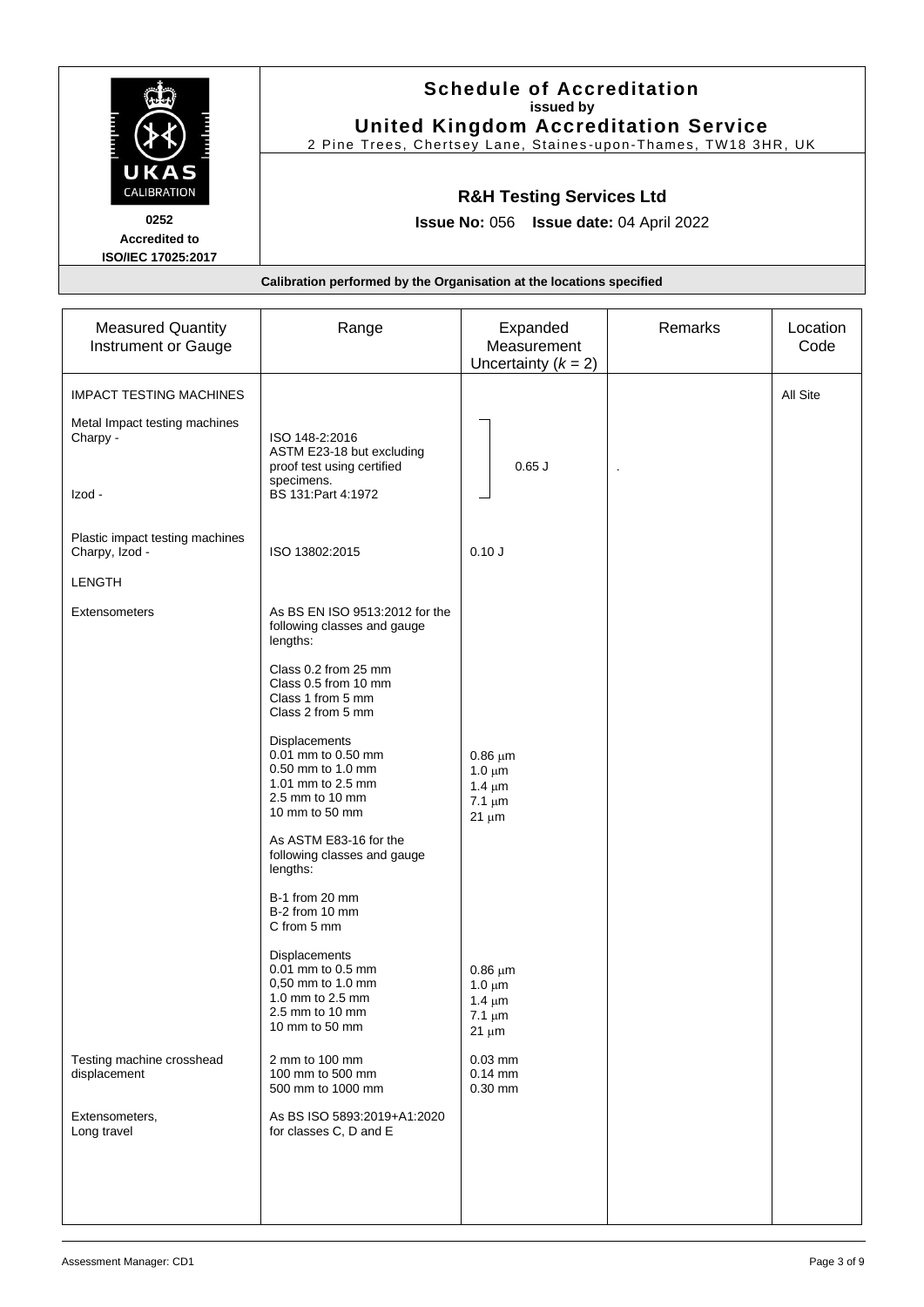# Schedule of Accreditation
**issued by**
## United Kingdom Accreditation Service

2 Pine Trees, Chertsey Lane, Staines-upon-Thames, TW18 3HR, UK

**0252**
**Accredited to**
**ISO/IEC 17025:2017**

## R&H Testing Services Ltd

**Issue No:** 056 **Issue date:** 04 April 2022

**Calibration performed by the Organisation at the locations specified**

| Measured Quantity Instrument or Gauge | Range | Expanded Measurement Uncertainty ($k$ = 2) | Remarks | Location Code |
|---|---|---|---|---|
| IMPACT TESTING MACHINES | | | | All Site |
| Metal Impact testing machines<br>Charpy -<br><br>Izod - | ISO 148-2:2016<br>ASTM E23-18 but excluding proof test using certified specimens.<br>BS 131:Part 4:1972 | 0.65 J | . | |
| Plastic impact testing machines<br>Charpy, Izod - | ISO 13802:2015 | 0.10 J | | |
| LENGTH | | | | |
| Extensometers | As BS EN ISO 9513:2012 for the following classes and gauge lengths:<br><br>Class 0.2 from 25 mm<br>Class 0.5 from 10 mm<br>Class 1 from 5 mm<br>Class 2 from 5 mm | | | |
| | Displacements<br>0.01 mm to 0.50 mm<br>0.50 mm to 1.0 mm<br>1.01 mm to 2.5 mm<br>2.5 mm to 10 mm<br>10 mm to 50 mm | <br>0.86 μm<br>1.0 μm<br>1.4 μm<br>7.1 μm<br>21 μm | | |
| | As ASTM E83-16 for the following classes and gauge lengths:<br><br>B-1 from 20 mm<br>B-2 from 10 mm<br>C from 5 mm | | | |
| | Displacements<br>0.01 mm to 0.5 mm<br>0,50 mm to 1.0 mm<br>1.0 mm to 2.5 mm<br>2.5 mm to 10 mm<br>10 mm to 50 mm | <br>0.86 μm<br>1.0 μm<br>1.4 μm<br>7.1 μm<br>21 μm | | |
| Testing machine crosshead displacement | 2 mm to 100 mm<br>100 mm to 500 mm<br>500 mm to 1000 mm | 0.03 mm<br>0.14 mm<br>0.30 mm | | |
| Extensometers,<br>Long travel | As BS ISO 5893:2019+A1:2020 for classes C, D and E | | | |

Assessment Manager: CD1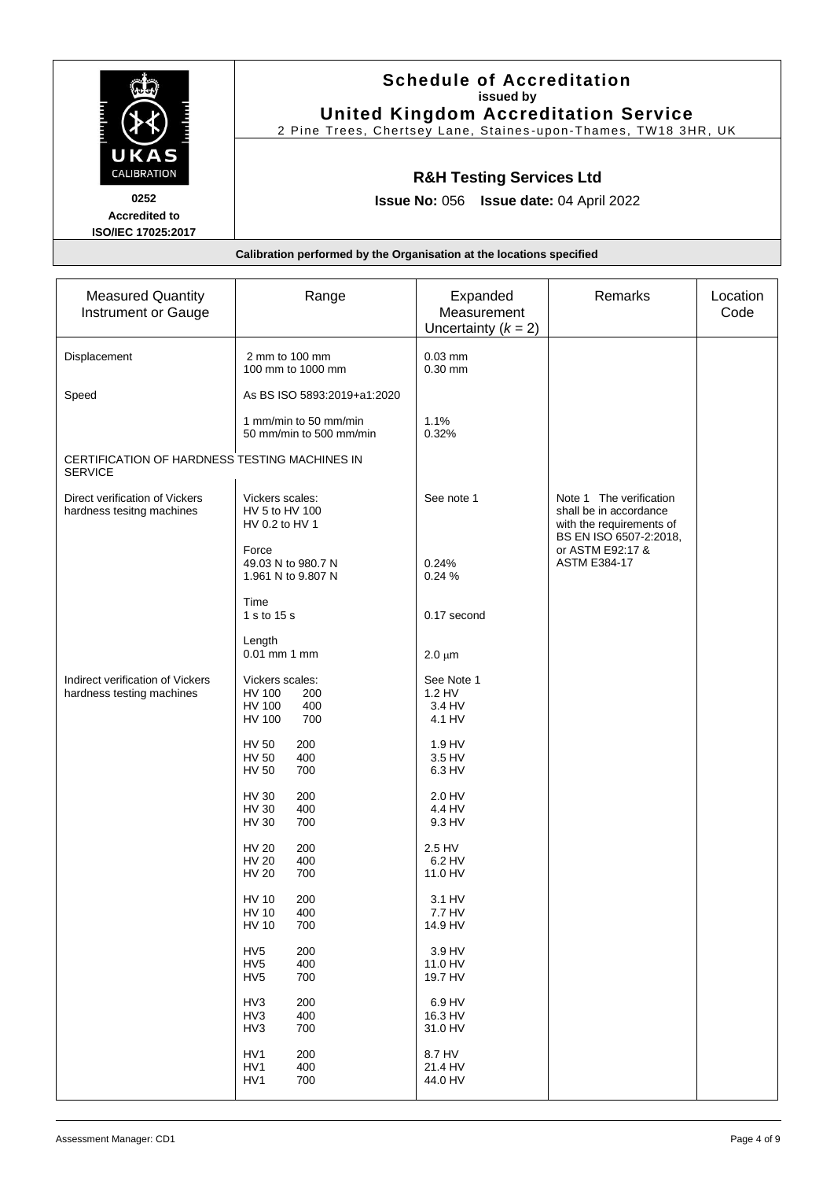# Schedule of Accreditation
**issued by**
**United Kingdom Accreditation Service**
2 Pine Trees, Chertsey Lane, Staines-upon-Thames, TW18 3HR, UK

**0252**
**Accredited to ISO/IEC 17025:2017**

## R&H Testing Services Ltd

**Issue No:** 056 **Issue date:** 04 April 2022

**Calibration performed by the Organisation at the locations specified**

| Measured Quantity Instrument or Gauge | Range | Expanded Measurement Uncertainty ($k = 2$) | Remarks | Location Code |
|---|---|---|---|---|
| Displacement | 2 mm to 100 mm<br>100 mm to 1000 mm | 0.03 mm<br>0.30 mm | | |
| Speed | As BS ISO 5893:2019+a1:2020 | | | |
| | 1 mm/min to 50 mm/min<br>50 mm/min to 500 mm/min | 1.1%<br>0.32% | | |
| CERTIFICATION OF HARDNESS TESTING MACHINES IN SERVICE | | | | |
| Direct verification of Vickers hardness tesitng machines | Vickers scales:<br>HV 5 to HV 100<br>HV 0.2 to HV 1 | See note 1 | Note 1 The verification shall be in accordance with the requirements of BS EN ISO 6507-2:2018, or ASTM E92:17 & ASTM E384-17 | |
| | Force<br>49.03 N to 980.7 N<br>1.961 N to 9.807 N | <br>0.24%<br>0.24 % | | |
| | Time<br>1 s to 15 s | 0.17 second | | |
| | Length<br>0.01 mm 1 mm | 2.0 μm | | |
| Indirect verification of Vickers hardness testing machines | Vickers scales:<br>HV 100 200<br>HV 100 400<br>HV 100 700 | See Note 1<br>1.2 HV<br>3.4 HV<br>4.1 HV | | |
| | HV 50 200<br>HV 50 400<br>HV 50 700 | 1.9 HV<br>3.5 HV<br>6.3 HV | | |
| | HV 30 200<br>HV 30 400<br>HV 30 700 | 2.0 HV<br>4.4 HV<br>9.3 HV | | |
| | HV 20 200<br>HV 20 400<br>HV 20 700 | 2.5 HV<br>6.2 HV<br>11.0 HV | | |
| | HV 10 200<br>HV 10 400<br>HV 10 700 | 3.1 HV<br>7.7 HV<br>14.9 HV | | |
| | HV5 200<br>HV5 400<br>HV5 700 | 3.9 HV<br>11.0 HV<br>19.7 HV | | |
| | HV3 200<br>HV3 400<br>HV3 700 | 6.9 HV<br>16.3 HV<br>31.0 HV | | |
| | HV1 200<br>HV1 400<br>HV1 700 | 8.7 HV<br>21.4 HV<br>44.0 HV | | |

Assessment Manager: CD1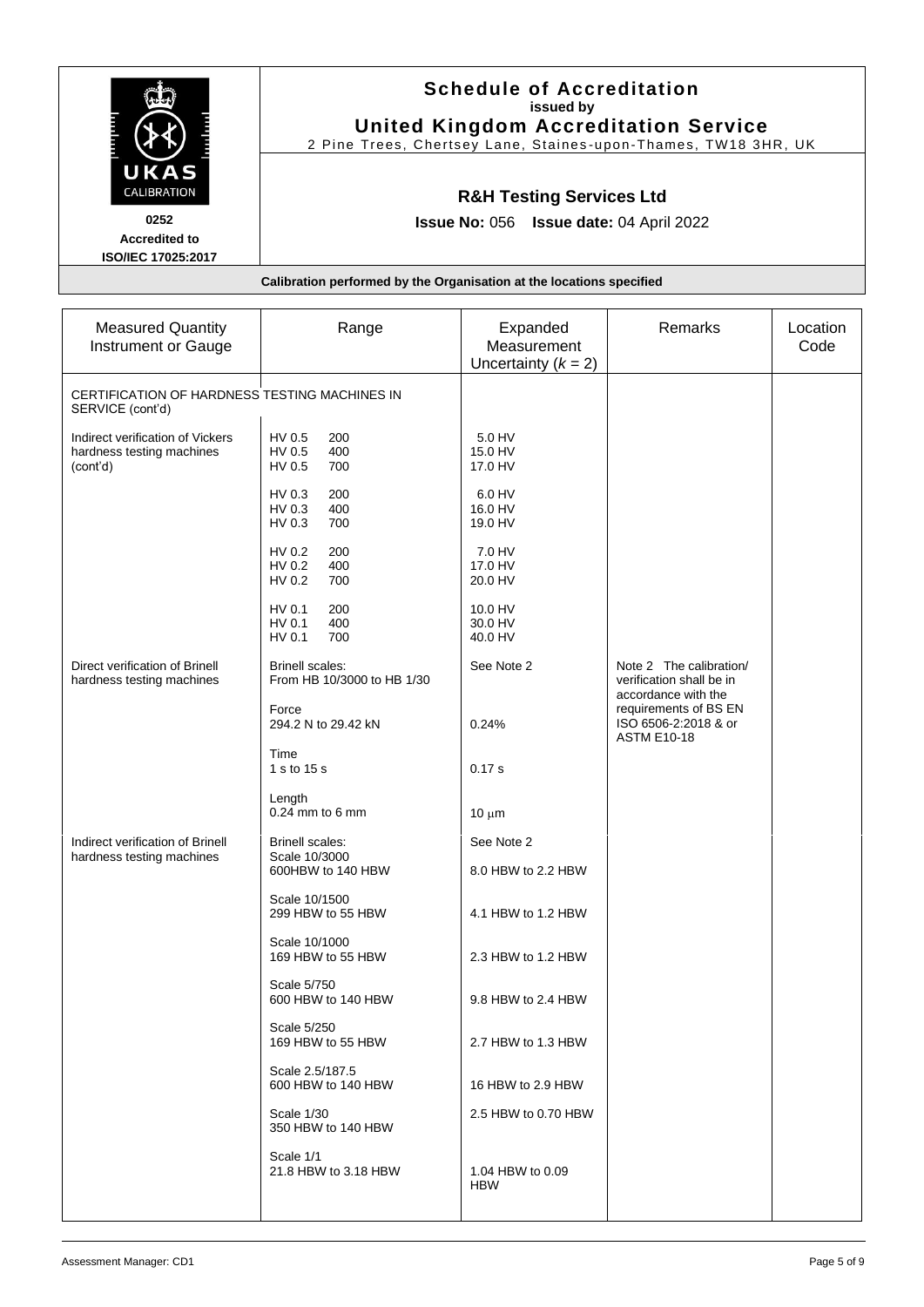# Schedule of Accreditation

issued by

**United Kingdom Accreditation Service**

2 Pine Trees, Chertsey Lane, Staines-upon-Thames, TW18 3HR, UK

UKAS CALIBRATION

0252

Accredited to ISO/IEC 17025:2017

## R&H Testing Services Ltd

**Issue No:** 056 **Issue date:** 04 April 2022

**Calibration performed by the Organisation at the locations specified**

| Measured Quantity Instrument or Gauge | Range | Expanded Measurement Uncertainty ($k$ = 2) | Remarks | Location Code |
|---|---|---|---|---|
| CERTIFICATION OF HARDNESS TESTING MACHINES IN SERVICE (cont'd) | | | | |
| Indirect verification of Vickers hardness testing machines (cont'd) | HV 0.5 200<br>HV 0.5 400<br>HV 0.5 700 | 5.0 HV<br>15.0 HV<br>17.0 HV | | |
| | HV 0.3 200<br>HV 0.3 400<br>HV 0.3 700 | 6.0 HV<br>16.0 HV<br>19.0 HV | | |
| | HV 0.2 200<br>HV 0.2 400<br>HV 0.2 700 | 7.0 HV<br>17.0 HV<br>20.0 HV | | |
| | HV 0.1 200<br>HV 0.1 400<br>HV 0.1 700 | 10.0 HV<br>30.0 HV<br>40.0 HV | | |
| Direct verification of Brinell hardness testing machines | Brinell scales:<br>From HB 10/3000 to HB 1/30 | See Note 2 | Note 2 The calibration/ verification shall be in accordance with the requirements of BS EN ISO 6506-2:2018 & or ASTM E10-18 | |
| | Force<br>294.2 N to 29.42 kN | 0.24% | | |
| | Time<br>1 s to 15 s | 0.17 s | | |
| | Length<br>0.24 mm to 6 mm | 10 μm | | |
| Indirect verification of Brinell hardness testing machines | Brinell scales: | See Note 2 | | |
| | Scale 10/3000<br>600HBW to 140 HBW | 8.0 HBW to 2.2 HBW | | |
| | Scale 10/1500<br>299 HBW to 55 HBW | 4.1 HBW to 1.2 HBW | | |
| | Scale 10/1000<br>169 HBW to 55 HBW | 2.3 HBW to 1.2 HBW | | |
| | Scale 5/750<br>600 HBW to 140 HBW | 9.8 HBW to 2.4 HBW | | |
| | Scale 5/250<br>169 HBW to 55 HBW | 2.7 HBW to 1.3 HBW | | |
| | Scale 2.5/187.5<br>600 HBW to 140 HBW | 16 HBW to 2.9 HBW | | |
| | Scale 1/30<br>350 HBW to 140 HBW | 2.5 HBW to 0.70 HBW | | |
| | Scale 1/1<br>21.8 HBW to 3.18 HBW | 1.04 HBW to 0.09 HBW | | |

Assessment Manager: CD1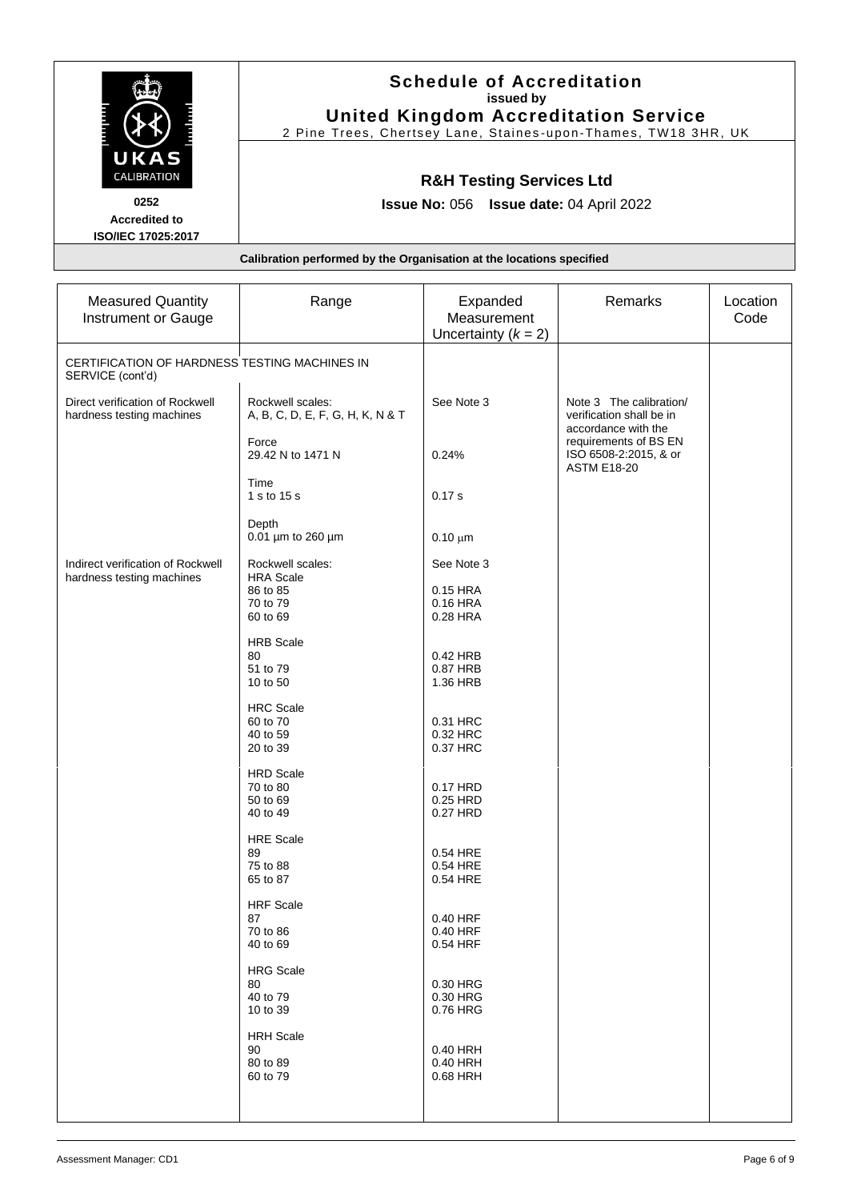# Schedule of Accreditation

**issued by**

**United Kingdom Accreditation Service**

2 Pine Trees, Chertsey Lane, Staines-upon-Thames, TW18 3HR, UK

**0252**
**Accredited to**
**ISO/IEC 17025:2017**

## R&H Testing Services Ltd

**Issue No:** 056 **Issue date:** 04 April 2022

**Calibration performed by the Organisation at the locations specified**

| Measured Quantity Instrument or Gauge | Range | Expanded Measurement Uncertainty ($k = 2$) | Remarks | Location Code |
|---|---|---|---|---|
| CERTIFICATION OF HARDNESS TESTING MACHINES IN SERVICE (cont'd) | | | | |
| Direct verification of Rockwell hardness testing machines | Rockwell scales: A, B, C, D, E, F, G, H, K, N & T | See Note 3 | Note 3 The calibration/ verification shall be in accordance with the requirements of BS EN ISO 6508-2:2015, & or ASTM E18-20 | |
| | Force 29.42 N to 1471 N | 0.24% | | |
| | Time 1 s to 15 s | 0.17 s | | |
| | Depth 0.01 µm to 260 µm | 0.10 µm | | |
| Indirect verification of Rockwell hardness testing machines | Rockwell scales: | See Note 3 | | |
| | HRA Scale | | | |
| | 86 to 85 | 0.15 HRA | | |
| | 70 to 79 | 0.16 HRA | | |
| | 60 to 69 | 0.28 HRA | | |
| | HRB Scale | | | |
| | 80 | 0.42 HRB | | |
| | 51 to 79 | 0.87 HRB | | |
| | 10 to 50 | 1.36 HRB | | |
| | HRC Scale | | | |
| | 60 to 70 | 0.31 HRC | | |
| | 40 to 59 | 0.32 HRC | | |
| | 20 to 39 | 0.37 HRC | | |
| | HRD Scale | | | |
| | 70 to 80 | 0.17 HRD | | |
| | 50 to 69 | 0.25 HRD | | |
| | 40 to 49 | 0.27 HRD | | |
| | HRE Scale | | | |
| | 89 | 0.54 HRE | | |
| | 75 to 88 | 0.54 HRE | | |
| | 65 to 87 | 0.54 HRE | | |
| | HRF Scale | | | |
| | 87 | 0.40 HRF | | |
| | 70 to 86 | 0.40 HRF | | |
| | 40 to 69 | 0.54 HRF | | |
| | HRG Scale | | | |
| | 80 | 0.30 HRG | | |
| | 40 to 79 | 0.30 HRG | | |
| | 10 to 39 | 0.76 HRG | | |
| | HRH Scale | | | |
| | 90 | 0.40 HRH | | |
| | 80 to 89 | 0.40 HRH | | |
| | 60 to 79 | 0.68 HRH | | |

Assessment Manager: CD1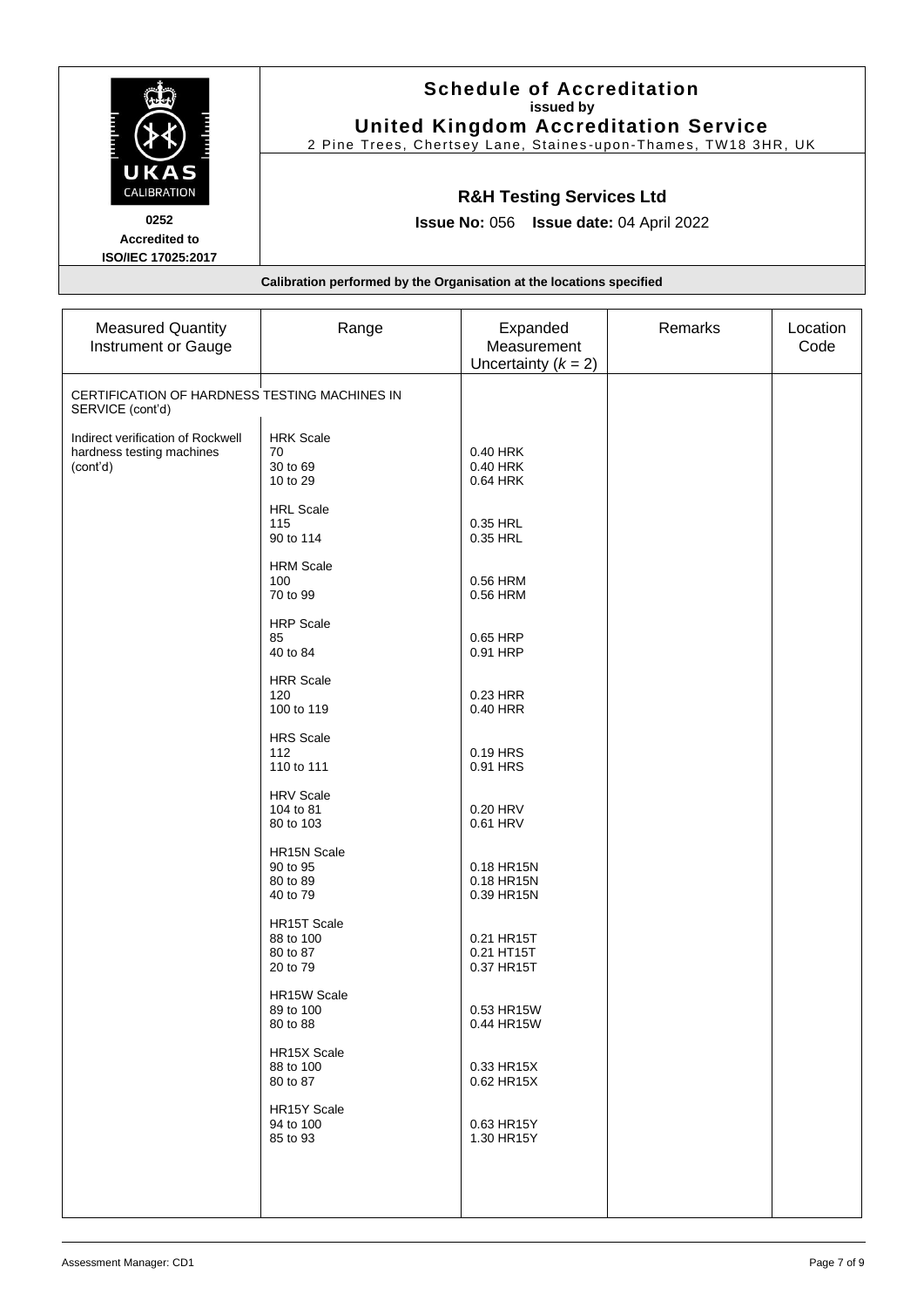# Schedule of Accreditation

**issued by**

**United Kingdom Accreditation Service**

2 Pine Trees, Chertsey Lane, Staines-upon-Thames, TW18 3HR, UK

**0252**
**Accredited to**
**ISO/IEC 17025:2017**

## R&H Testing Services Ltd

**Issue No:** 056 **Issue date:** 04 April 2022

**Calibration performed by the Organisation at the locations specified**

| Measured Quantity Instrument or Gauge | Range | Expanded Measurement Uncertainty ($k$ = 2) | Remarks | Location Code |
|---|---|---|---|---|
| CERTIFICATION OF HARDNESS TESTING MACHINES IN SERVICE (cont'd) | | | | |
| Indirect verification of Rockwell hardness testing machines (cont'd) | HRK Scale | | | |
| | 70 | 0.40 HRK | | |
| | 30 to 69 | 0.40 HRK | | |
| | 10 to 29 | 0.64 HRK | | |
| | HRL Scale | | | |
| | 115 | 0.35 HRL | | |
| | 90 to 114 | 0.35 HRL | | |
| | HRM Scale | | | |
| | 100 | 0.56 HRM | | |
| | 70 to 99 | 0.56 HRM | | |
| | HRP Scale | | | |
| | 85 | 0.65 HRP | | |
| | 40 to 84 | 0.91 HRP | | |
| | HRR Scale | | | |
| | 120 | 0.23 HRR | | |
| | 100 to 119 | 0.40 HRR | | |
| | HRS Scale | | | |
| | 112 | 0.19 HRS | | |
| | 110 to 111 | 0.91 HRS | | |
| | HRV Scale | | | |
| | 104 to 81 | 0.20 HRV | | |
| | 80 to 103 | 0.61 HRV | | |
| | HR15N Scale | | | |
| | 90 to 95 | 0.18 HR15N | | |
| | 80 to 89 | 0.18 HR15N | | |
| | 40 to 79 | 0.39 HR15N | | |
| | HR15T Scale | | | |
| | 88 to 100 | 0.21 HR15T | | |
| | 80 to 87 | 0.21 HT15T | | |
| | 20 to 79 | 0.37 HR15T | | |
| | HR15W Scale | | | |
| | 89 to 100 | 0.53 HR15W | | |
| | 80 to 88 | 0.44 HR15W | | |
| | HR15X Scale | | | |
| | 88 to 100 | 0.33 HR15X | | |
| | 80 to 87 | 0.62 HR15X | | |
| | HR15Y Scale | | | |
| | 94 to 100 | 0.63 HR15Y | | |
| | 85 to 93 | 1.30 HR15Y | | |

Assessment Manager: CD1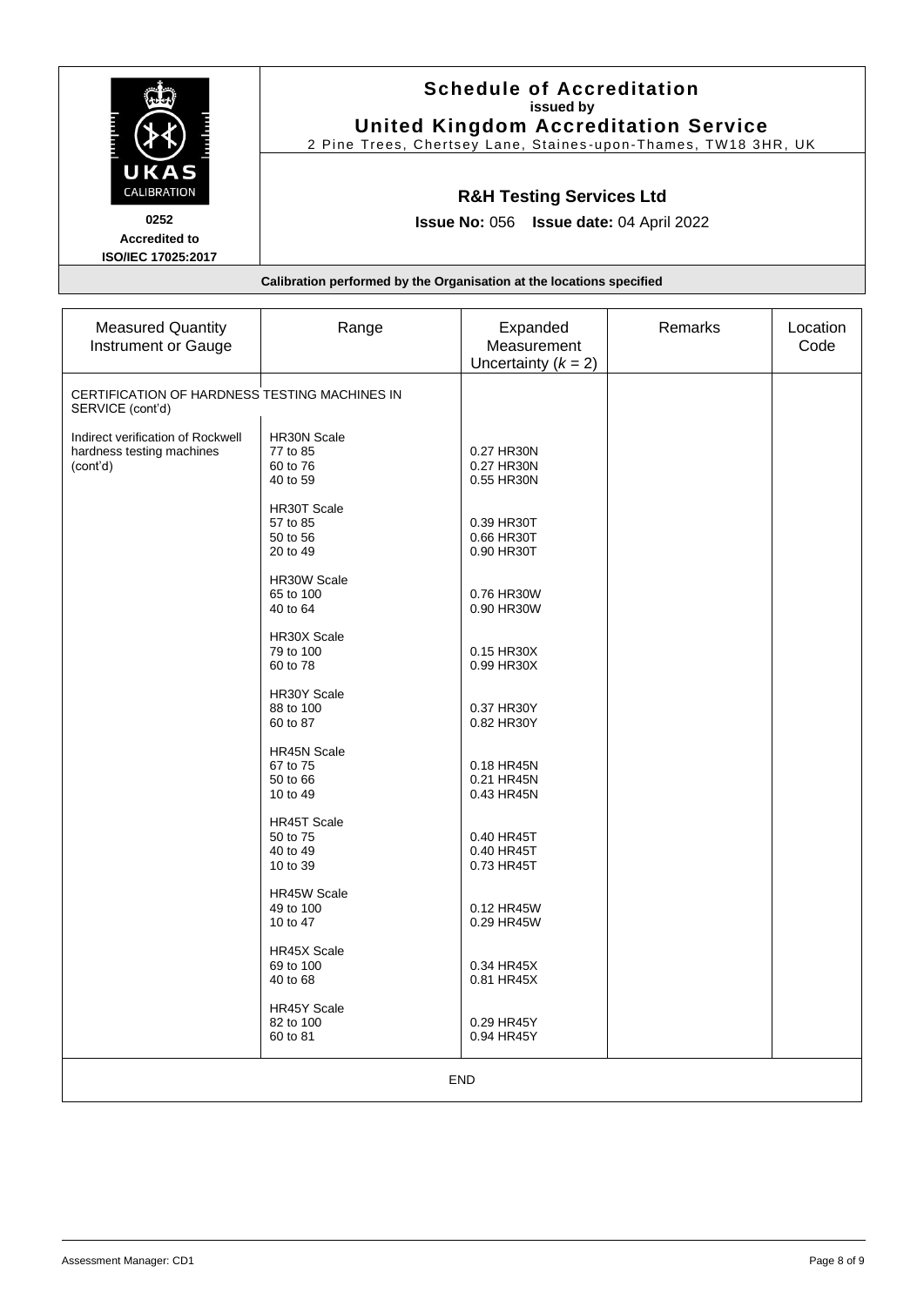# Schedule of Accreditation

**issued by**

**United Kingdom Accreditation Service**

2 Pine Trees, Chertsey Lane, Staines-upon-Thames, TW18 3HR, UK

UKAS CALIBRATION

**0252**

**Accredited to ISO/IEC 17025:2017**

## R&H Testing Services Ltd

**Issue No:** 056 **Issue date:** 04 April 2022

**Calibration performed by the Organisation at the locations specified**

| Measured Quantity Instrument or Gauge | Range | Expanded Measurement Uncertainty ($k$ = 2) | Remarks | Location Code |
|---|---|---|---|---|
| CERTIFICATION OF HARDNESS TESTING MACHINES IN SERVICE (cont'd) | | | | |
| Indirect verification of Rockwell hardness testing machines (cont'd) | HR30N Scale | | | |
| | 77 to 85 | 0.27 HR30N | | |
| | 60 to 76 | 0.27 HR30N | | |
| | 40 to 59 | 0.55 HR30N | | |
| | HR30T Scale | | | |
| | 57 to 85 | 0.39 HR30T | | |
| | 50 to 56 | 0.66 HR30T | | |
| | 20 to 49 | 0.90 HR30T | | |
| | HR30W Scale | | | |
| | 65 to 100 | 0.76 HR30W | | |
| | 40 to 64 | 0.90 HR30W | | |
| | HR30X Scale | | | |
| | 79 to 100 | 0.15 HR30X | | |
| | 60 to 78 | 0.99 HR30X | | |
| | HR30Y Scale | | | |
| | 88 to 100 | 0.37 HR30Y | | |
| | 60 to 87 | 0.82 HR30Y | | |
| | HR45N Scale | | | |
| | 67 to 75 | 0.18 HR45N | | |
| | 50 to 66 | 0.21 HR45N | | |
| | 10 to 49 | 0.43 HR45N | | |
| | HR45T Scale | | | |
| | 50 to 75 | 0.40 HR45T | | |
| | 40 to 49 | 0.40 HR45T | | |
| | 10 to 39 | 0.73 HR45T | | |
| | HR45W Scale | | | |
| | 49 to 100 | 0.12 HR45W | | |
| | 10 to 47 | 0.29 HR45W | | |
| | HR45X Scale | | | |
| | 69 to 100 | 0.34 HR45X | | |
| | 40 to 68 | 0.81 HR45X | | |
| | HR45Y Scale | | | |
| | 82 to 100 | 0.29 HR45Y | | |
| | 60 to 81 | 0.94 HR45Y | | |

END

Assessment Manager: CD1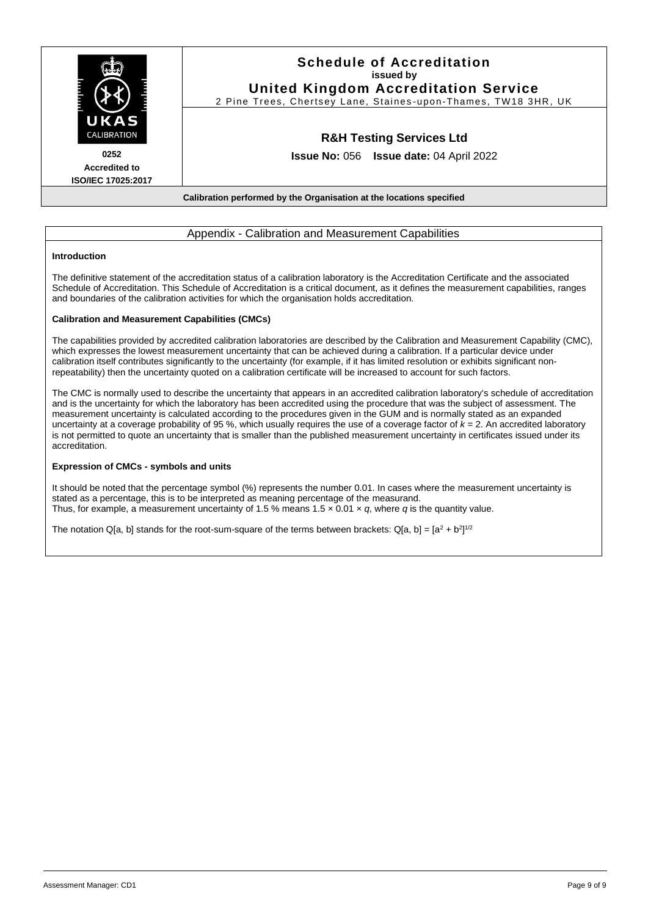# Schedule of Accreditation

**issued by**

## United Kingdom Accreditation Service

2 Pine Trees, Chertsey Lane, Staines-upon-Thames, TW18 3HR, UK

**0252**

**Accredited to ISO/IEC 17025:2017**

### R&H Testing Services Ltd

**Issue No:** 056 **Issue date:** 04 April 2022

**Calibration performed by the Organisation at the locations specified**

## Appendix - Calibration and Measurement Capabilities

**Introduction**

The definitive statement of the accreditation status of a calibration laboratory is the Accreditation Certificate and the associated Schedule of Accreditation. This Schedule of Accreditation is a critical document, as it defines the measurement capabilities, ranges and boundaries of the calibration activities for which the organisation holds accreditation.

**Calibration and Measurement Capabilities (CMCs)**

The capabilities provided by accredited calibration laboratories are described by the Calibration and Measurement Capability (CMC), which expresses the lowest measurement uncertainty that can be achieved during a calibration. If a particular device under calibration itself contributes significantly to the uncertainty (for example, if it has limited resolution or exhibits significant non-repeatability) then the uncertainty quoted on a calibration certificate will be increased to account for such factors.

The CMC is normally used to describe the uncertainty that appears in an accredited calibration laboratory's schedule of accreditation and is the uncertainty for which the laboratory has been accredited using the procedure that was the subject of assessment. The measurement uncertainty is calculated according to the procedures given in the GUM and is normally stated as an expanded uncertainty at a coverage probability of 95 %, which usually requires the use of a coverage factor of $k = 2$. An accredited laboratory is not permitted to quote an uncertainty that is smaller than the published measurement uncertainty in certificates issued under its accreditation.

**Expression of CMCs - symbols and units**

It should be noted that the percentage symbol (%) represents the number 0.01. In cases where the measurement uncertainty is stated as a percentage, this is to be interpreted as meaning percentage of the measurand.
Thus, for example, a measurement uncertainty of 1.5 % means $1.5 \times 0.01 \times q$, where $q$ is the quantity value.

The notation Q[a, b] stands for the root-sum-square of the terms between brackets: $Q[a, b] = [a^2 + b^2]^{1/2}$

Assessment Manager: CD1